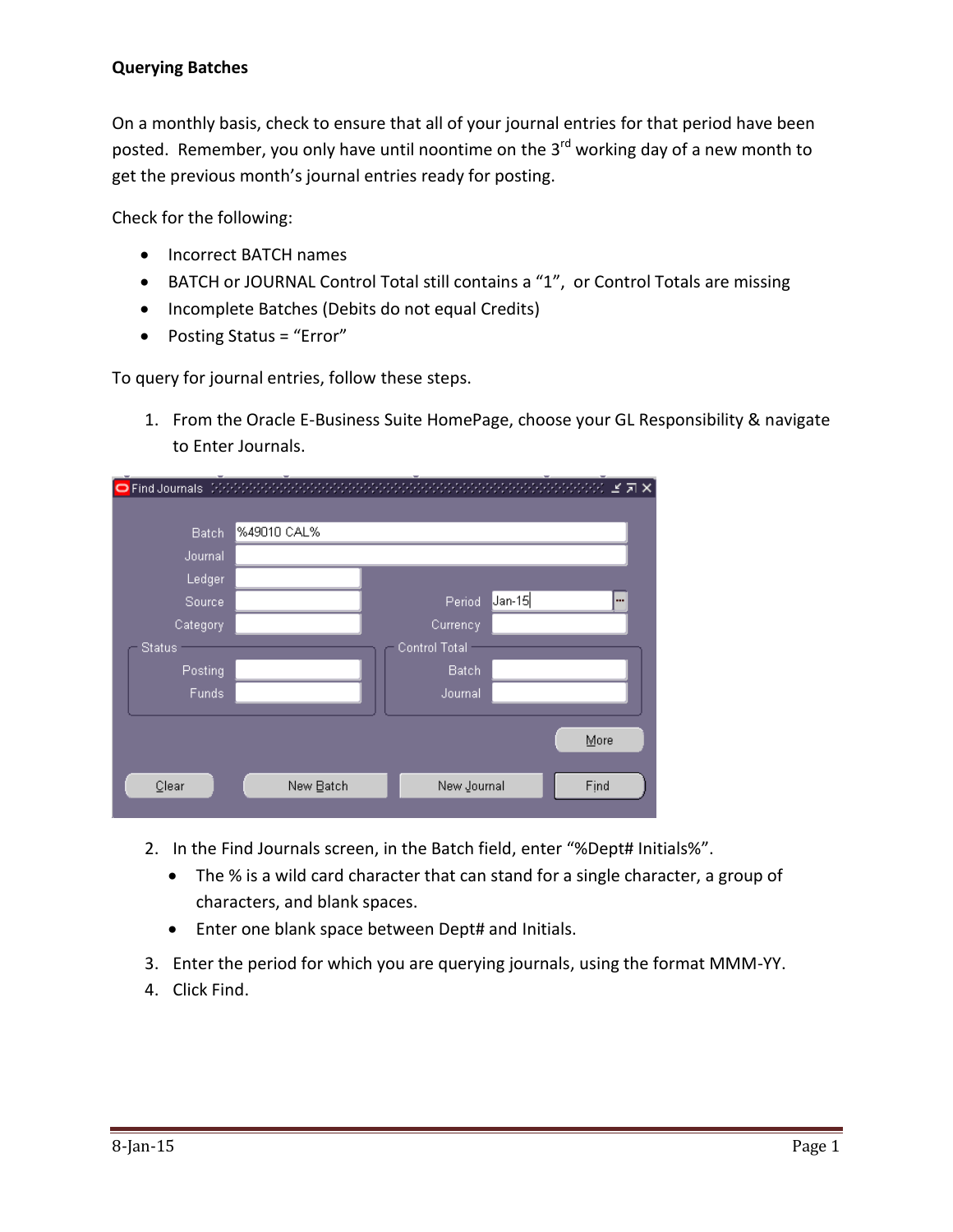**Querying Batches**

On a monthly basis, check to ensure that all of your journal entries for that period have been posted. Remember, you only have until noontime on the 3rd working day of a new month to get the previous month's journal entries ready for posting.

Check for the following:

- Incorrect BATCH names
- BATCH or JOURNAL Control Total still contains a "1", or Control Totals are missing
- Incomplete Batches (Debits do not equal Credits)
- Posting Status = "Error"

To query for journal entries, follow these steps.

1. From the Oracle E-Business Suite HomePage, choose your GL Responsibility & navigate to Enter Journals.

2. In the Find Journals screen, in the Batch field, enter "%Dept# Initials%".
   - The % is a wild card character that can stand for a single character, a group of characters, and blank spaces.
   - Enter one blank space between Dept# and Initials.
3. Enter the period for which you are querying journals, using the format MMM-YY.
4. Click Find.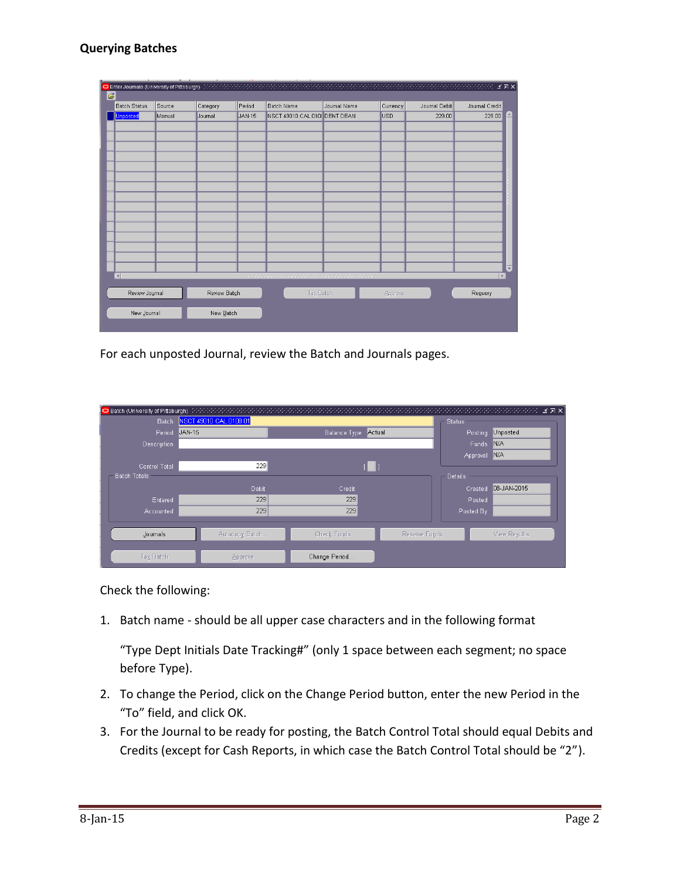## Querying Batches

For each unposted Journal, review the Batch and Journals pages.

Check the following:

1. Batch name - should be all upper case characters and in the following format

   "Type Dept Initials Date Tracking#" (only 1 space between each segment; no space before Type).

2. To change the Period, click on the Change Period button, enter the new Period in the "To" field, and click OK.
3. For the Journal to be ready for posting, the Batch Control Total should equal Debits and Credits (except for Cash Reports, in which case the Batch Control Total should be "2").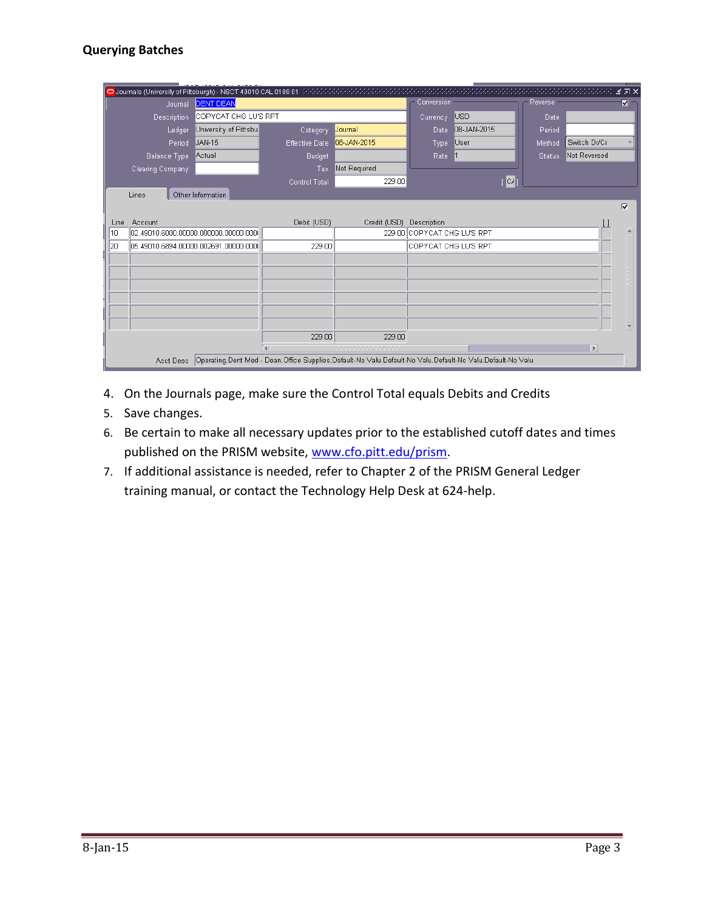### Querying Batches

4. On the Journals page, make sure the Control Total equals Debits and Credits
5. Save changes.
6. Be certain to make all necessary updates prior to the established cutoff dates and times published on the PRISM website, www.cfo.pitt.edu/prism.
7. If additional assistance is needed, refer to Chapter 2 of the PRISM General Ledger training manual, or contact the Technology Help Desk at 624-help.